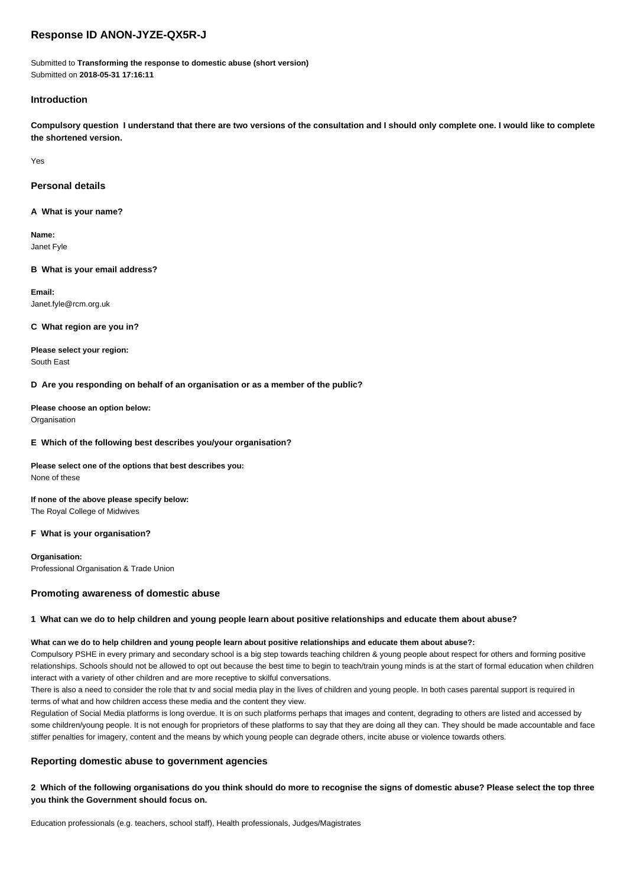# Response ID ANON-JYZE-QX5R-J

Submitted to **Transforming the response to domestic abuse (short version)**
Submitted on **2018-05-31 17:16:11**

## Introduction

**Compulsory question I understand that there are two versions of the consultation and I should only complete one. I would like to complete the shortened version.**

Yes

## Personal details

**A What is your name?**

**Name:**
Janet Fyle

**B What is your email address?**

**Email:**
Janet.fyle@rcm.org.uk

**C What region are you in?**

**Please select your region:**
South East

**D Are you responding on behalf of an organisation or as a member of the public?**

**Please choose an option below:**
Organisation

**E Which of the following best describes you/your organisation?**

**Please select one of the options that best describes you:**
None of these

**If none of the above please specify below:**
The Royal College of Midwives

**F What is your organisation?**

**Organisation:**
Professional Organisation & Trade Union

## Promoting awareness of domestic abuse

**1 What can we do to help children and young people learn about positive relationships and educate them about abuse?**

**What can we do to help children and young people learn about positive relationships and educate them about abuse?:**
Compulsory PSHE in every primary and secondary school is a big step towards teaching children & young people about respect for others and forming positive relationships. Schools should not be allowed to opt out because the best time to begin to teach/train young minds is at the start of formal education when children interact with a variety of other children and are more receptive to skilful conversations.
There is also a need to consider the role that tv and social media play in the lives of children and young people. In both cases parental support is required in terms of what and how children access these media and the content they view.
Regulation of Social Media platforms is long overdue. It is on such platforms perhaps that images and content, degrading to others are listed and accessed by some children/young people. It is not enough for proprietors of these platforms to say that they are doing all they can. They should be made accountable and face stiffer penalties for imagery, content and the means by which young people can degrade others, incite abuse or violence towards others.

## Reporting domestic abuse to government agencies

**2 Which of the following organisations do you think should do more to recognise the signs of domestic abuse? Please select the top three you think the Government should focus on.**

Education professionals (e.g. teachers, school staff), Health professionals, Judges/Magistrates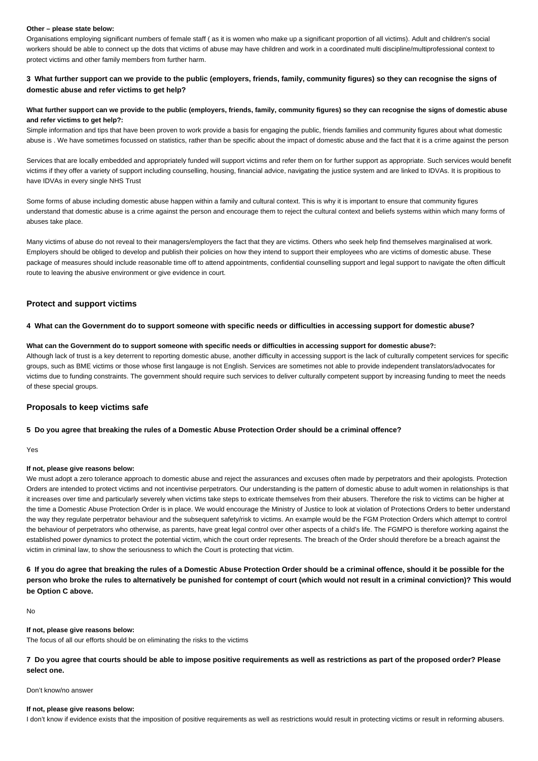**Other – please state below:**

Organisations employing significant numbers of female staff ( as it is women who make up a significant proportion of all victims). Adult and children's social workers should be able to connect up the dots that victims of abuse may have children and work in a coordinated multi discipline/multiprofessional context to protect victims and other family members from further harm.

### 3 What further support can we provide to the public (employers, friends, family, community figures) so they can recognise the signs of domestic abuse and refer victims to get help?

**What further support can we provide to the public (employers, friends, family, community figures) so they can recognise the signs of domestic abuse and refer victims to get help?:**

Simple information and tips that have been proven to work provide a basis for engaging the public, friends families and community figures about what domestic abuse is . We have sometimes focussed on statistics, rather than be specific about the impact of domestic abuse and the fact that it is a crime against the person

Services that are locally embedded and appropriately funded will support victims and refer them on for further support as appropriate. Such services would benefit victims if they offer a variety of support including counselling, housing, financial advice, navigating the justice system and are linked to IDVAs. It is propitious to have IDVAs in every single NHS Trust

Some forms of abuse including domestic abuse happen within a family and cultural context. This is why it is important to ensure that community figures understand that domestic abuse is a crime against the person and encourage them to reject the cultural context and beliefs systems within which many forms of abuses take place.

Many victims of abuse do not reveal to their managers/employers the fact that they are victims. Others who seek help find themselves marginalised at work. Employers should be obliged to develop and publish their policies on how they intend to support their employees who are victims of domestic abuse. These package of measures should include reasonable time off to attend appointments, confidential counselling support and legal support to navigate the often difficult route to leaving the abusive environment or give evidence in court.

## Protect and support victims

### 4 What can the Government do to support someone with specific needs or difficulties in accessing support for domestic abuse?

**What can the Government do to support someone with specific needs or difficulties in accessing support for domestic abuse?:**

Although lack of trust is a key deterrent to reporting domestic abuse, another difficulty in accessing support is the lack of culturally competent services for specific groups, such as BME victims or those whose first langauge is not English. Services are sometimes not able to provide independent translators/advocates for victims due to funding constraints. The government should require such services to deliver culturally competent support by increasing funding to meet the needs of these special groups.

## Proposals to keep victims safe

### 5 Do you agree that breaking the rules of a Domestic Abuse Protection Order should be a criminal offence?

Yes

**If not, please give reasons below:**

We must adopt a zero tolerance approach to domestic abuse and reject the assurances and excuses often made by perpetrators and their apologists. Protection Orders are intended to protect victims and not incentivise perpetrators. Our understanding is the pattern of domestic abuse to adult women in relationships is that it increases over time and particularly severely when victims take steps to extricate themselves from their abusers. Therefore the risk to victims can be higher at the time a Domestic Abuse Protection Order is in place. We would encourage the Ministry of Justice to look at violation of Protections Orders to better understand the way they regulate perpetrator behaviour and the subsequent safety/risk to victims. An example would be the FGM Protection Orders which attempt to control the behaviour of perpetrators who otherwise, as parents, have great legal control over other aspects of a child's life. The FGMPO is therefore working against the established power dynamics to protect the potential victim, which the court order represents. The breach of the Order should therefore be a breach against the victim in criminal law, to show the seriousness to which the Court is protecting that victim.

### 6 If you do agree that breaking the rules of a Domestic Abuse Protection Order should be a criminal offence, should it be possible for the person who broke the rules to alternatively be punished for contempt of court (which would not result in a criminal conviction)? This would be Option C above.

No

**If not, please give reasons below:**

The focus of all our efforts should be on eliminating the risks to the victims

### 7 Do you agree that courts should be able to impose positive requirements as well as restrictions as part of the proposed order? Please select one.

Don't know/no answer

**If not, please give reasons below:**

I don't know if evidence exists that the imposition of positive requirements as well as restrictions would result in protecting victims or result in reforming abusers.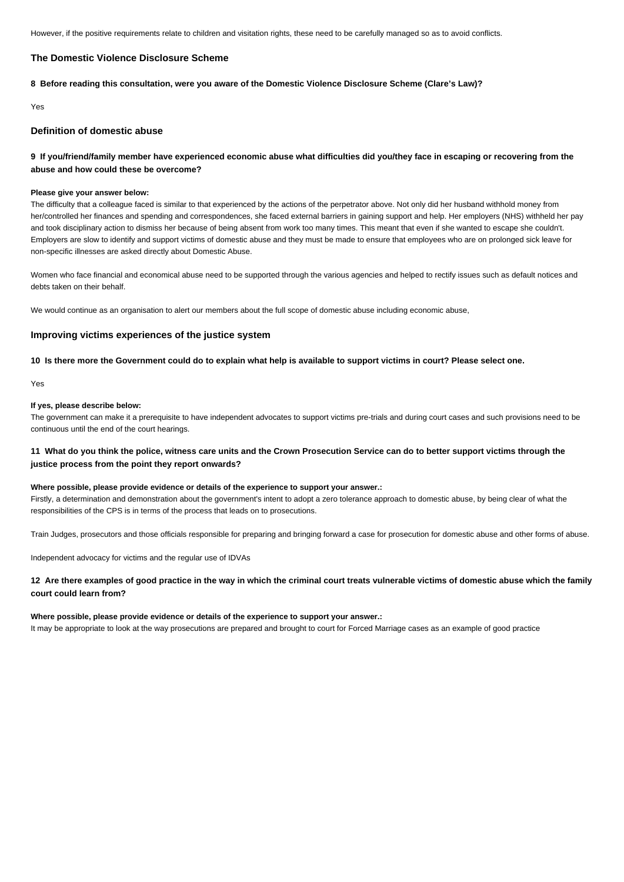However, if the positive requirements relate to children and visitation rights, these need to be carefully managed so as to avoid conflicts.

### The Domestic Violence Disclosure Scheme

**8 Before reading this consultation, were you aware of the Domestic Violence Disclosure Scheme (Clare's Law)?**

Yes

### Definition of domestic abuse

**9 If you/friend/family member have experienced economic abuse what difficulties did you/they face in escaping or recovering from the abuse and how could these be overcome?**

**Please give your answer below:**

The difficulty that a colleague faced is similar to that experienced by the actions of the perpetrator above. Not only did her husband withhold money from her/controlled her finances and spending and correspondences, she faced external barriers in gaining support and help. Her employers (NHS) withheld her pay and took disciplinary action to dismiss her because of being absent from work too many times. This meant that even if she wanted to escape she couldn't. Employers are slow to identify and support victims of domestic abuse and they must be made to ensure that employees who are on prolonged sick leave for non-specific illnesses are asked directly about Domestic Abuse.

Women who face financial and economical abuse need to be supported through the various agencies and helped to rectify issues such as default notices and debts taken on their behalf.

We would continue as an organisation to alert our members about the full scope of domestic abuse including economic abuse,

### Improving victims experiences of the justice system

**10 Is there more the Government could do to explain what help is available to support victims in court? Please select one.**

Yes

**If yes, please describe below:**

The government can make it a prerequisite to have independent advocates to support victims pre-trials and during court cases and such provisions need to be continuous until the end of the court hearings.

**11 What do you think the police, witness care units and the Crown Prosecution Service can do to better support victims through the justice process from the point they report onwards?**

**Where possible, please provide evidence or details of the experience to support your answer.:**

Firstly, a determination and demonstration about the government's intent to adopt a zero tolerance approach to domestic abuse, by being clear of what the responsibilities of the CPS is in terms of the process that leads on to prosecutions.

Train Judges, prosecutors and those officials responsible for preparing and bringing forward a case for prosecution for domestic abuse and other forms of abuse.

Independent advocacy for victims and the regular use of IDVAs

**12 Are there examples of good practice in the way in which the criminal court treats vulnerable victims of domestic abuse which the family court could learn from?**

**Where possible, please provide evidence or details of the experience to support your answer.:**

It may be appropriate to look at the way prosecutions are prepared and brought to court for Forced Marriage cases as an example of good practice